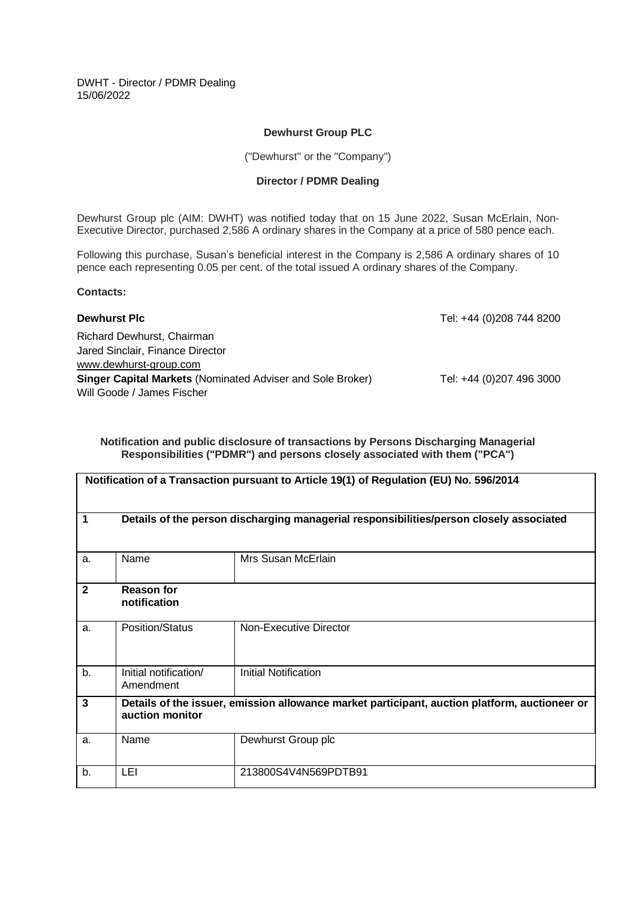DWHT - Director / PDMR Dealing
15/06/2022

**Dewhurst Group PLC**

("Dewhurst" or the "Company")

**Director / PDMR Dealing**

Dewhurst Group plc (AIM: DWHT) was notified today that on 15 June 2022, Susan McErlain, Non-Executive Director, purchased 2,586 A ordinary shares in the Company at a price of 580 pence each.

Following this purchase, Susan's beneficial interest in the Company is 2,586 A ordinary shares of 10 pence each representing 0.05 per cent. of the total issued A ordinary shares of the Company.

**Contacts:**

**Dewhurst Plc** Tel: +44 (0)208 744 8200

Richard Dewhurst, Chairman
Jared Sinclair, Finance Director
www.dewhurst-group.com

**Singer Capital Markets** (Nominated Adviser and Sole Broker) Tel: +44 (0)207 496 3000
Will Goode / James Fischer

**Notification and public disclosure of transactions by Persons Discharging Managerial Responsibilities ("PDMR") and persons closely associated with them ("PCA")**

| **Notification of a Transaction pursuant to Article 19(1) of Regulation (EU) No. 596/2014** | | |
|---|---|---|
| **1** | **Details of the person discharging managerial responsibilities/person closely associated** | |
| a. | Name | Mrs Susan McErlain |
| **2** | **Reason for notification** | |
| a. | Position/Status | Non-Executive Director |
| b. | Initial notification/ Amendment | Initial Notification |
| **3** | **Details of the issuer, emission allowance market participant, auction platform, auctioneer or auction monitor** | |
| a. | Name | Dewhurst Group plc |
| b. | LEI | 213800S4V4N569PDTB91 |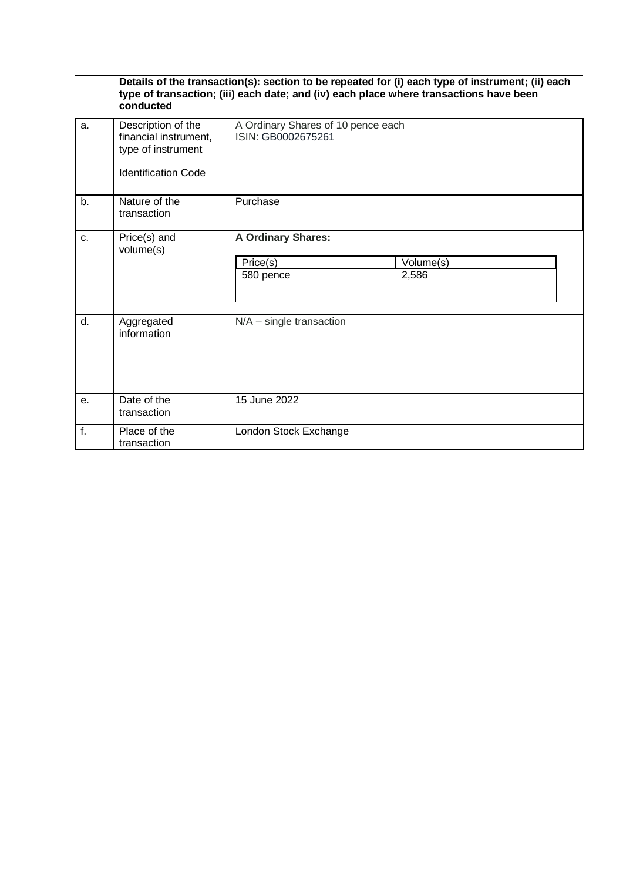**Details of the transaction(s): section to be repeated for (i) each type of instrument; (ii) each type of transaction; (iii) each date; and (iv) each place where transactions have been conducted**

| | | |
|---|---|---|
| a. | Description of the financial instrument, type of instrument<br><br>Identification Code | A Ordinary Shares of 10 pence each<br>ISIN: GB0002675261 |
| b. | Nature of the transaction | Purchase |
| c. | Price(s) and volume(s) | **A Ordinary Shares:**<br><br>Price(s): 580 pence<br>Volume(s): 2,586 |
| d. | Aggregated information | N/A – single transaction |
| e. | Date of the transaction | 15 June 2022 |
| f. | Place of the transaction | London Stock Exchange |